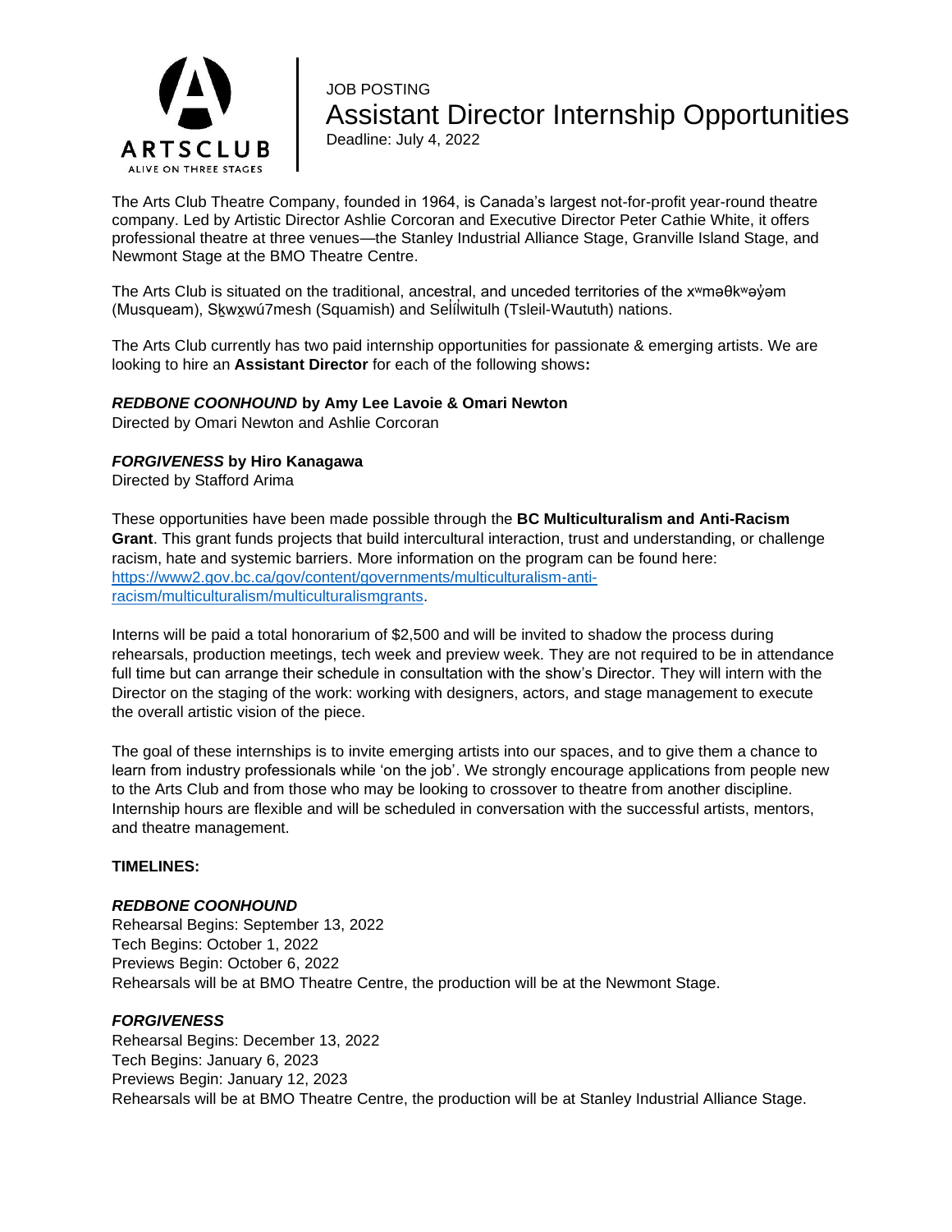ARTSCLUB
ALIVE ON THREE STAGES

JOB POSTING

# Assistant Director Internship Opportunities

Deadline: July 4, 2022

The Arts Club Theatre Company, founded in 1964, is Canada's largest not-for-profit year-round theatre company. Led by Artistic Director Ashlie Corcoran and Executive Director Peter Cathie White, it offers professional theatre at three venues—the Stanley Industrial Alliance Stage, Granville Island Stage, and Newmont Stage at the BMO Theatre Centre.

The Arts Club is situated on the traditional, ancestral, and unceded territories of the xʷməθkʷəy̓əm (Musqueam), Sḵwx̱wú7mesh (Squamish) and Səl̓ílwitulh (Tsleil-Waututh) nations.

The Arts Club currently has two paid internship opportunities for passionate & emerging artists. We are looking to hire an **Assistant Director** for each of the following shows**:**

***REDBONE COONHOUND* by Amy Lee Lavoie & Omari Newton**
Directed by Omari Newton and Ashlie Corcoran

***FORGIVENESS* by Hiro Kanagawa**
Directed by Stafford Arima

These opportunities have been made possible through the **BC Multiculturalism and Anti-Racism Grant**. This grant funds projects that build intercultural interaction, trust and understanding, or challenge racism, hate and systemic barriers. More information on the program can be found here: https://www2.gov.bc.ca/gov/content/governments/multiculturalism-anti-racism/multiculturalism/multiculturalismgrants.

Interns will be paid a total honorarium of $2,500 and will be invited to shadow the process during rehearsals, production meetings, tech week and preview week. They are not required to be in attendance full time but can arrange their schedule in consultation with the show's Director. They will intern with the Director on the staging of the work: working with designers, actors, and stage management to execute the overall artistic vision of the piece.

The goal of these internships is to invite emerging artists into our spaces, and to give them a chance to learn from industry professionals while 'on the job'. We strongly encourage applications from people new to the Arts Club and from those who may be looking to crossover to theatre from another discipline. Internship hours are flexible and will be scheduled in conversation with the successful artists, mentors, and theatre management.

**TIMELINES:**

***REDBONE COONHOUND***
Rehearsal Begins: September 13, 2022
Tech Begins: October 1, 2022
Previews Begin: October 6, 2022
Rehearsals will be at BMO Theatre Centre, the production will be at the Newmont Stage.

***FORGIVENESS***
Rehearsal Begins: December 13, 2022
Tech Begins: January 6, 2023
Previews Begin: January 12, 2023
Rehearsals will be at BMO Theatre Centre, the production will be at Stanley Industrial Alliance Stage.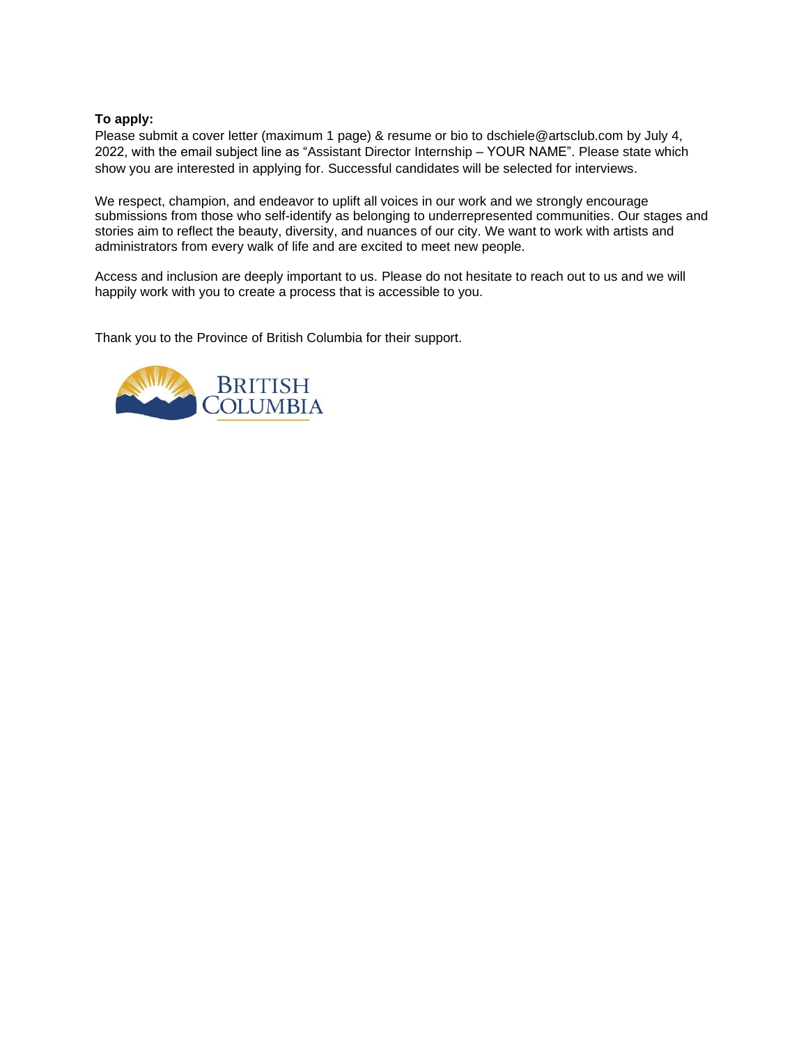**To apply:**

Please submit a cover letter (maximum 1 page) & resume or bio to dschiele@artsclub.com by July 4, 2022, with the email subject line as "Assistant Director Internship – YOUR NAME". Please state which show you are interested in applying for. Successful candidates will be selected for interviews.

We respect, champion, and endeavor to uplift all voices in our work and we strongly encourage submissions from those who self-identify as belonging to underrepresented communities. Our stages and stories aim to reflect the beauty, diversity, and nuances of our city. We want to work with artists and administrators from every walk of life and are excited to meet new people.

Access and inclusion are deeply important to us. Please do not hesitate to reach out to us and we will happily work with you to create a process that is accessible to you.

Thank you to the Province of British Columbia for their support.

BRITISH COLUMBIA